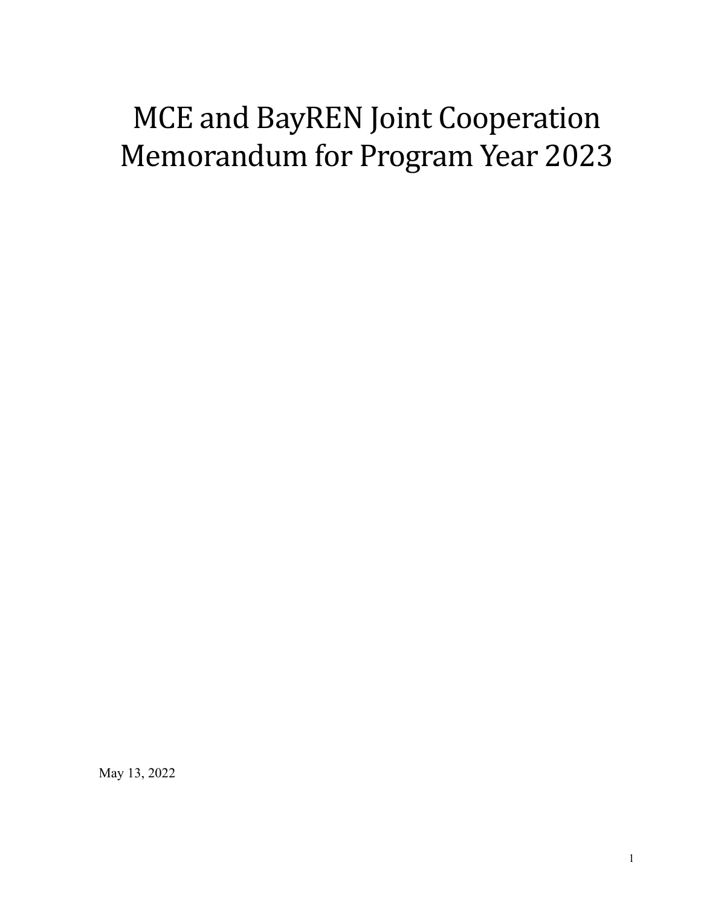# MCE and BayREN Joint Cooperation Memorandum for Program Year 2023

May 13, 2022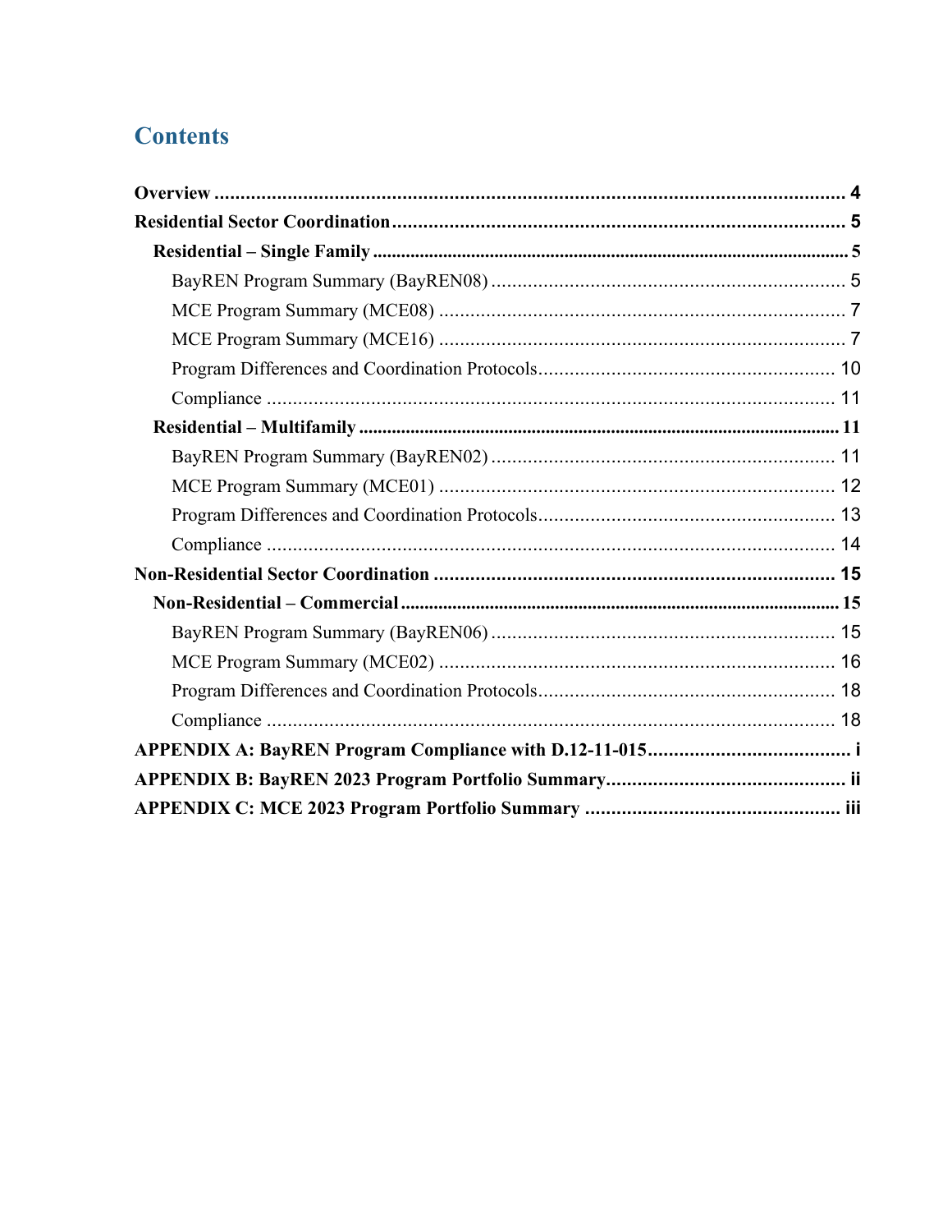## Contents

**Overview** .......................................................................................................... **4**

**Residential Sector Coordination** ....................................................................... **5**

- **Residential – Single Family** ..................................................................... **5**
  - BayREN Program Summary (BayREN08) ................................................... 5
  - MCE Program Summary (MCE08) ............................................................. 7
  - MCE Program Summary (MCE16) ............................................................. 7
  - Program Differences and Coordination Protocols........................................ 10
  - Compliance ............................................................................................ 11
- **Residential – Multifamily** ........................................................................ **11**
  - BayREN Program Summary (BayREN02) ................................................... 11
  - MCE Program Summary (MCE01) ............................................................ 12
  - Program Differences and Coordination Protocols........................................ 13
  - Compliance ............................................................................................ 14

**Non-Residential Sector Coordination** ............................................................... **15**

- **Non-Residential – Commercial** ................................................................ **15**
  - BayREN Program Summary (BayREN06) ................................................... 15
  - MCE Program Summary (MCE02) ............................................................ 16
  - Program Differences and Coordination Protocols........................................ 18
  - Compliance ............................................................................................ 18

**APPENDIX A: BayREN Program Compliance with D.12-11-015**....................................... **i**

**APPENDIX B: BayREN 2023 Program Portfolio Summary**............................................. **ii**

**APPENDIX C: MCE 2023 Program Portfolio Summary** ................................................ **iii**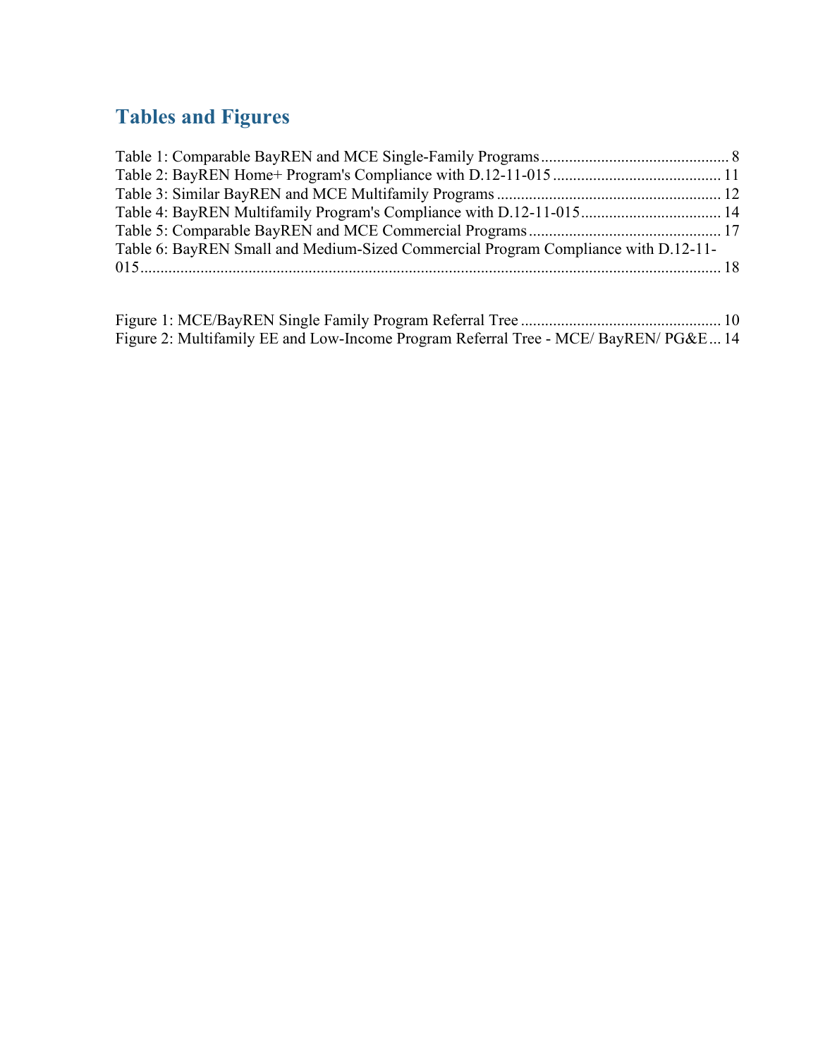## Tables and Figures

Table 1: Comparable BayREN and MCE Single-Family Programs ............................................... 8
Table 2: BayREN Home+ Program's Compliance with D.12-11-015 .......................................... 11
Table 3: Similar BayREN and MCE Multifamily Programs ........................................................ 12
Table 4: BayREN Multifamily Program's Compliance with D.12-11-015 .................................. 14
Table 5: Comparable BayREN and MCE Commercial Programs ................................................ 17
Table 6: BayREN Small and Medium-Sized Commercial Program Compliance with D.12-11-015 ................................................................................................................................ 18

Figure 1: MCE/BayREN Single Family Program Referral Tree .................................................. 10
Figure 2: Multifamily EE and Low-Income Program Referral Tree - MCE/ BayREN/ PG&E ... 14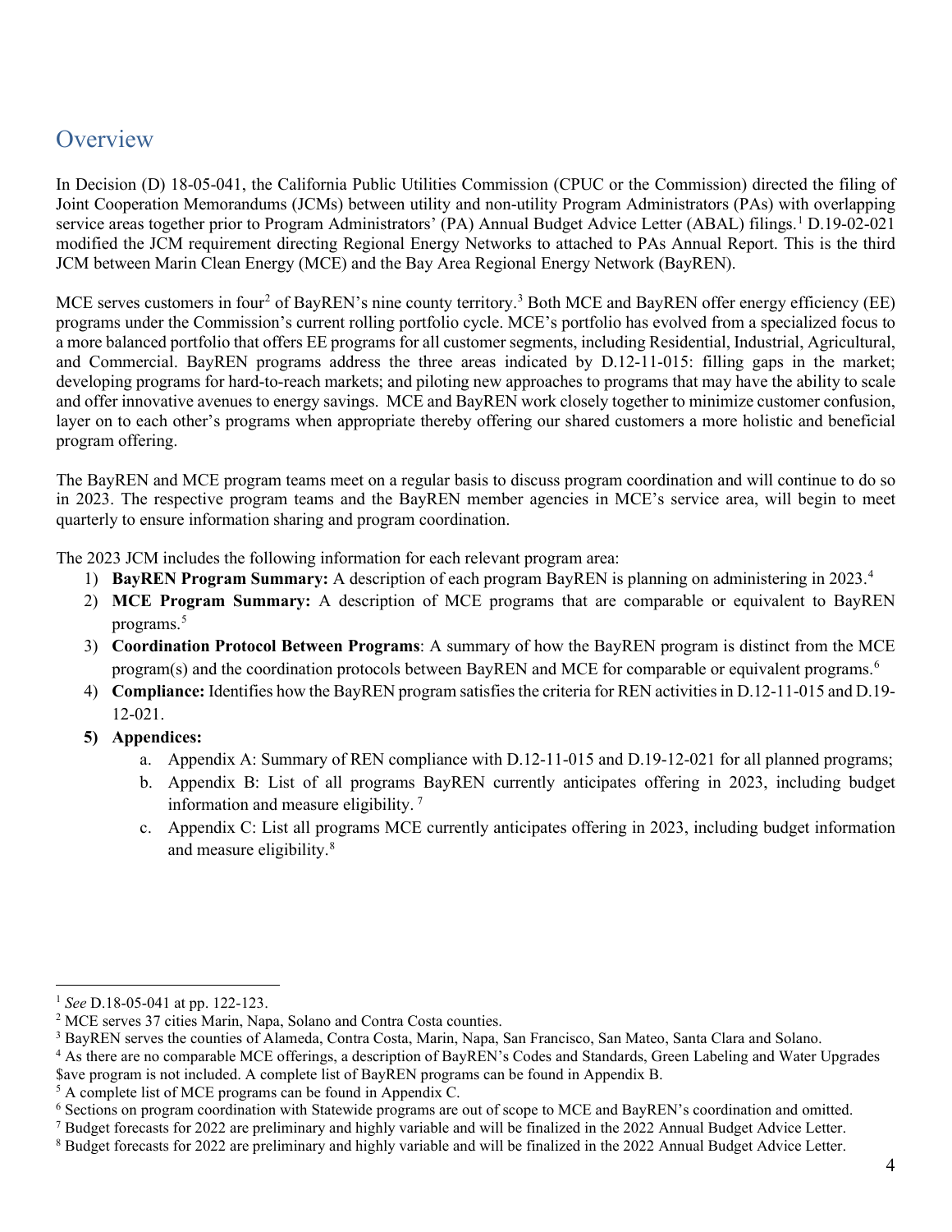# Overview

In Decision (D) 18-05-041, the California Public Utilities Commission (CPUC or the Commission) directed the filing of Joint Cooperation Memorandums (JCMs) between utility and non-utility Program Administrators (PAs) with overlapping service areas together prior to Program Administrators' (PA) Annual Budget Advice Letter (ABAL) filings.[1] D.19-02-021 modified the JCM requirement directing Regional Energy Networks to attached to PAs Annual Report. This is the third JCM between Marin Clean Energy (MCE) and the Bay Area Regional Energy Network (BayREN).

MCE serves customers in four[2] of BayREN's nine county territory.[3] Both MCE and BayREN offer energy efficiency (EE) programs under the Commission's current rolling portfolio cycle. MCE's portfolio has evolved from a specialized focus to a more balanced portfolio that offers EE programs for all customer segments, including Residential, Industrial, Agricultural, and Commercial. BayREN programs address the three areas indicated by D.12-11-015: filling gaps in the market; developing programs for hard-to-reach markets; and piloting new approaches to programs that may have the ability to scale and offer innovative avenues to energy savings. MCE and BayREN work closely together to minimize customer confusion, layer on to each other's programs when appropriate thereby offering our shared customers a more holistic and beneficial program offering.

The BayREN and MCE program teams meet on a regular basis to discuss program coordination and will continue to do so in 2023. The respective program teams and the BayREN member agencies in MCE's service area, will begin to meet quarterly to ensure information sharing and program coordination.

The 2023 JCM includes the following information for each relevant program area:

1) **BayREN Program Summary:** A description of each program BayREN is planning on administering in 2023.[4]
2) **MCE Program Summary:** A description of MCE programs that are comparable or equivalent to BayREN programs.[5]
3) **Coordination Protocol Between Programs**: A summary of how the BayREN program is distinct from the MCE program(s) and the coordination protocols between BayREN and MCE for comparable or equivalent programs.[6]
4) **Compliance:** Identifies how the BayREN program satisfies the criteria for REN activities in D.12-11-015 and D.19-12-021.
5) **Appendices:**
   a. Appendix A: Summary of REN compliance with D.12-11-015 and D.19-12-021 for all planned programs;
   b. Appendix B: List of all programs BayREN currently anticipates offering in 2023, including budget information and measure eligibility.[7]
   c. Appendix C: List all programs MCE currently anticipates offering in 2023, including budget information and measure eligibility.[8]

---

[1] *See* D.18-05-041 at pp. 122-123.

[2] MCE serves 37 cities Marin, Napa, Solano and Contra Costa counties.

[3] BayREN serves the counties of Alameda, Contra Costa, Marin, Napa, San Francisco, San Mateo, Santa Clara and Solano.

[4] As there are no comparable MCE offerings, a description of BayREN's Codes and Standards, Green Labeling and Water Upgrades $ave program is not included. A complete list of BayREN programs can be found in Appendix B.

[5] A complete list of MCE programs can be found in Appendix C.

[6] Sections on program coordination with Statewide programs are out of scope to MCE and BayREN's coordination and omitted.

[7] Budget forecasts for 2022 are preliminary and highly variable and will be finalized in the 2022 Annual Budget Advice Letter.

[8] Budget forecasts for 2022 are preliminary and highly variable and will be finalized in the 2022 Annual Budget Advice Letter.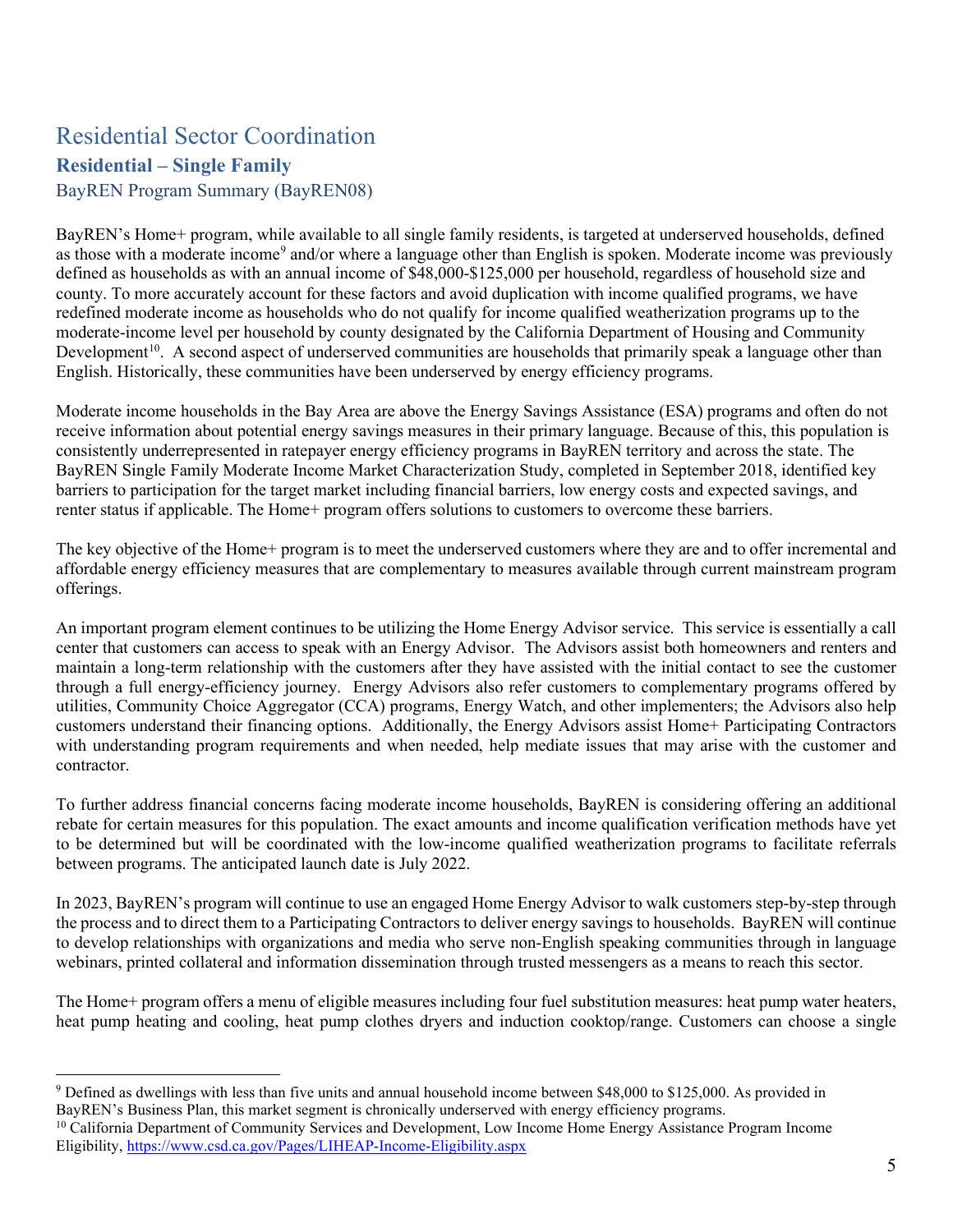# Residential Sector Coordination

## Residential – Single Family

### BayREN Program Summary (BayREN08)

BayREN's Home+ program, while available to all single family residents, is targeted at underserved households, defined as those with a moderate income[9] and/or where a language other than English is spoken. Moderate income was previously defined as households as with an annual income of $48,000-$125,000 per household, regardless of household size and county. To more accurately account for these factors and avoid duplication with income qualified programs, we have redefined moderate income as households who do not qualify for income qualified weatherization programs up to the moderate-income level per household by county designated by the California Department of Housing and Community Development[10]. A second aspect of underserved communities are households that primarily speak a language other than English. Historically, these communities have been underserved by energy efficiency programs.

Moderate income households in the Bay Area are above the Energy Savings Assistance (ESA) programs and often do not receive information about potential energy savings measures in their primary language. Because of this, this population is consistently underrepresented in ratepayer energy efficiency programs in BayREN territory and across the state. The BayREN Single Family Moderate Income Market Characterization Study, completed in September 2018, identified key barriers to participation for the target market including financial barriers, low energy costs and expected savings, and renter status if applicable. The Home+ program offers solutions to customers to overcome these barriers.

The key objective of the Home+ program is to meet the underserved customers where they are and to offer incremental and affordable energy efficiency measures that are complementary to measures available through current mainstream program offerings.

An important program element continues to be utilizing the Home Energy Advisor service. This service is essentially a call center that customers can access to speak with an Energy Advisor. The Advisors assist both homeowners and renters and maintain a long-term relationship with the customers after they have assisted with the initial contact to see the customer through a full energy-efficiency journey. Energy Advisors also refer customers to complementary programs offered by utilities, Community Choice Aggregator (CCA) programs, Energy Watch, and other implementers; the Advisors also help customers understand their financing options. Additionally, the Energy Advisors assist Home+ Participating Contractors with understanding program requirements and when needed, help mediate issues that may arise with the customer and contractor.

To further address financial concerns facing moderate income households, BayREN is considering offering an additional rebate for certain measures for this population. The exact amounts and income qualification verification methods have yet to be determined but will be coordinated with the low-income qualified weatherization programs to facilitate referrals between programs. The anticipated launch date is July 2022.

In 2023, BayREN's program will continue to use an engaged Home Energy Advisor to walk customers step-by-step through the process and to direct them to a Participating Contractors to deliver energy savings to households. BayREN will continue to develop relationships with organizations and media who serve non-English speaking communities through in language webinars, printed collateral and information dissemination through trusted messengers as a means to reach this sector.

The Home+ program offers a menu of eligible measures including four fuel substitution measures: heat pump water heaters, heat pump heating and cooling, heat pump clothes dryers and induction cooktop/range. Customers can choose a single

---

[9] Defined as dwellings with less than five units and annual household income between $48,000 to $125,000. As provided in BayREN's Business Plan, this market segment is chronically underserved with energy efficiency programs.

[10] California Department of Community Services and Development, Low Income Home Energy Assistance Program Income Eligibility, https://www.csd.ca.gov/Pages/LIHEAP-Income-Eligibility.aspx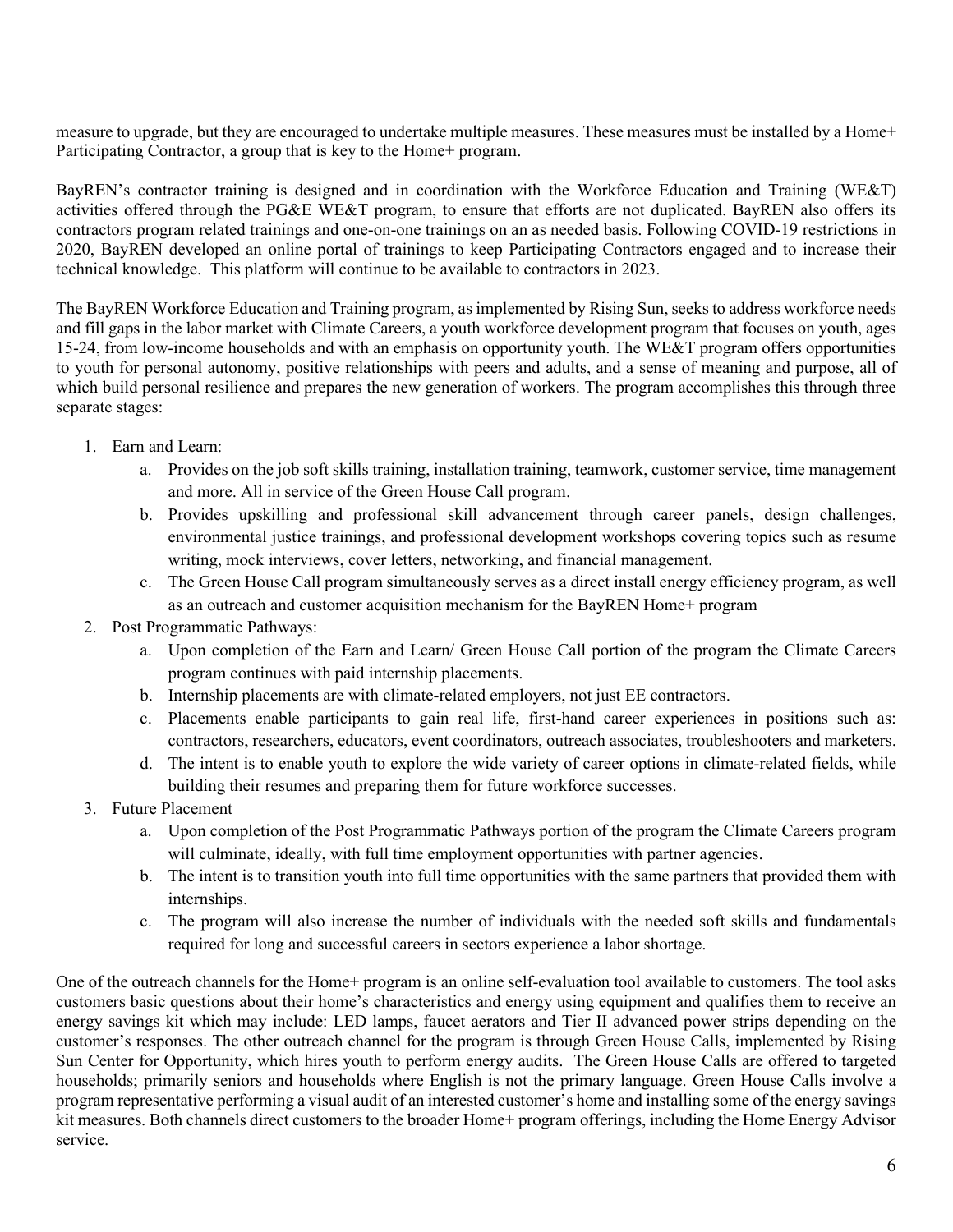measure to upgrade, but they are encouraged to undertake multiple measures. These measures must be installed by a Home+ Participating Contractor, a group that is key to the Home+ program.

BayREN's contractor training is designed and in coordination with the Workforce Education and Training (WE&T) activities offered through the PG&E WE&T program, to ensure that efforts are not duplicated. BayREN also offers its contractors program related trainings and one-on-one trainings on an as needed basis. Following COVID-19 restrictions in 2020, BayREN developed an online portal of trainings to keep Participating Contractors engaged and to increase their technical knowledge. This platform will continue to be available to contractors in 2023.

The BayREN Workforce Education and Training program, as implemented by Rising Sun, seeks to address workforce needs and fill gaps in the labor market with Climate Careers, a youth workforce development program that focuses on youth, ages 15-24, from low-income households and with an emphasis on opportunity youth. The WE&T program offers opportunities to youth for personal autonomy, positive relationships with peers and adults, and a sense of meaning and purpose, all of which build personal resilience and prepares the new generation of workers. The program accomplishes this through three separate stages:

1. Earn and Learn:
   a. Provides on the job soft skills training, installation training, teamwork, customer service, time management and more. All in service of the Green House Call program.
   b. Provides upskilling and professional skill advancement through career panels, design challenges, environmental justice trainings, and professional development workshops covering topics such as resume writing, mock interviews, cover letters, networking, and financial management.
   c. The Green House Call program simultaneously serves as a direct install energy efficiency program, as well as an outreach and customer acquisition mechanism for the BayREN Home+ program
2. Post Programmatic Pathways:
   a. Upon completion of the Earn and Learn/ Green House Call portion of the program the Climate Careers program continues with paid internship placements.
   b. Internship placements are with climate-related employers, not just EE contractors.
   c. Placements enable participants to gain real life, first-hand career experiences in positions such as: contractors, researchers, educators, event coordinators, outreach associates, troubleshooters and marketers.
   d. The intent is to enable youth to explore the wide variety of career options in climate-related fields, while building their resumes and preparing them for future workforce successes.
3. Future Placement
   a. Upon completion of the Post Programmatic Pathways portion of the program the Climate Careers program will culminate, ideally, with full time employment opportunities with partner agencies.
   b. The intent is to transition youth into full time opportunities with the same partners that provided them with internships.
   c. The program will also increase the number of individuals with the needed soft skills and fundamentals required for long and successful careers in sectors experience a labor shortage.

One of the outreach channels for the Home+ program is an online self-evaluation tool available to customers. The tool asks customers basic questions about their home's characteristics and energy using equipment and qualifies them to receive an energy savings kit which may include: LED lamps, faucet aerators and Tier II advanced power strips depending on the customer's responses. The other outreach channel for the program is through Green House Calls, implemented by Rising Sun Center for Opportunity, which hires youth to perform energy audits. The Green House Calls are offered to targeted households; primarily seniors and households where English is not the primary language. Green House Calls involve a program representative performing a visual audit of an interested customer's home and installing some of the energy savings kit measures. Both channels direct customers to the broader Home+ program offerings, including the Home Energy Advisor service.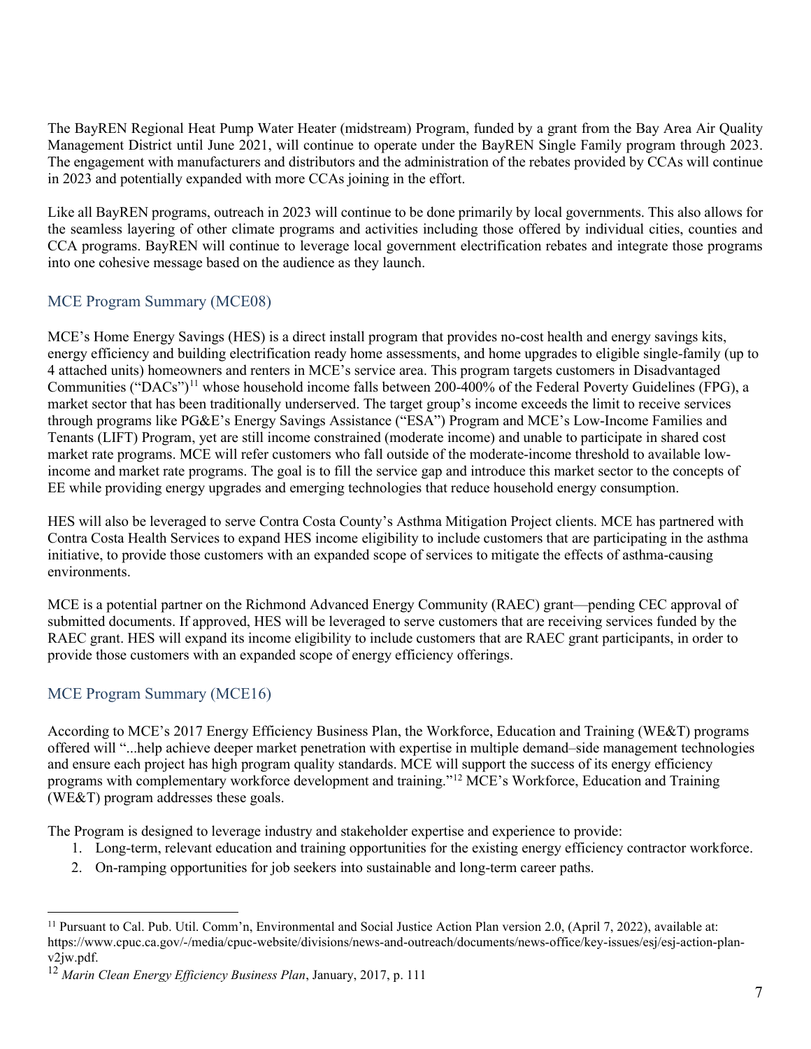The BayREN Regional Heat Pump Water Heater (midstream) Program, funded by a grant from the Bay Area Air Quality Management District until June 2021, will continue to operate under the BayREN Single Family program through 2023. The engagement with manufacturers and distributors and the administration of the rebates provided by CCAs will continue in 2023 and potentially expanded with more CCAs joining in the effort.

Like all BayREN programs, outreach in 2023 will continue to be done primarily by local governments. This also allows for the seamless layering of other climate programs and activities including those offered by individual cities, counties and CCA programs. BayREN will continue to leverage local government electrification rebates and integrate those programs into one cohesive message based on the audience as they launch.

## MCE Program Summary (MCE08)

MCE's Home Energy Savings (HES) is a direct install program that provides no-cost health and energy savings kits, energy efficiency and building electrification ready home assessments, and home upgrades to eligible single-family (up to 4 attached units) homeowners and renters in MCE's service area. This program targets customers in Disadvantaged Communities ("DACs")[11] whose household income falls between 200-400% of the Federal Poverty Guidelines (FPG), a market sector that has been traditionally underserved. The target group's income exceeds the limit to receive services through programs like PG&E's Energy Savings Assistance ("ESA") Program and MCE's Low-Income Families and Tenants (LIFT) Program, yet are still income constrained (moderate income) and unable to participate in shared cost market rate programs. MCE will refer customers who fall outside of the moderate-income threshold to available low-income and market rate programs. The goal is to fill the service gap and introduce this market sector to the concepts of EE while providing energy upgrades and emerging technologies that reduce household energy consumption.

HES will also be leveraged to serve Contra Costa County's Asthma Mitigation Project clients. MCE has partnered with Contra Costa Health Services to expand HES income eligibility to include customers that are participating in the asthma initiative, to provide those customers with an expanded scope of services to mitigate the effects of asthma-causing environments.

MCE is a potential partner on the Richmond Advanced Energy Community (RAEC) grant—pending CEC approval of submitted documents. If approved, HES will be leveraged to serve customers that are receiving services funded by the RAEC grant. HES will expand its income eligibility to include customers that are RAEC grant participants, in order to provide those customers with an expanded scope of energy efficiency offerings.

## MCE Program Summary (MCE16)

According to MCE's 2017 Energy Efficiency Business Plan, the Workforce, Education and Training (WE&T) programs offered will "...help achieve deeper market penetration with expertise in multiple demand–side management technologies and ensure each project has high program quality standards. MCE will support the success of its energy efficiency programs with complementary workforce development and training."[12] MCE's Workforce, Education and Training (WE&T) program addresses these goals.

The Program is designed to leverage industry and stakeholder expertise and experience to provide:

1. Long-term, relevant education and training opportunities for the existing energy efficiency contractor workforce.
2. On-ramping opportunities for job seekers into sustainable and long-term career paths.

---

[11] Pursuant to Cal. Pub. Util. Comm'n, Environmental and Social Justice Action Plan version 2.0, (April 7, 2022), available at: https://www.cpuc.ca.gov/-/media/cpuc-website/divisions/news-and-outreach/documents/news-office/key-issues/esj/esj-action-plan-v2jw.pdf.

[12] *Marin Clean Energy Efficiency Business Plan*, January, 2017, p. 111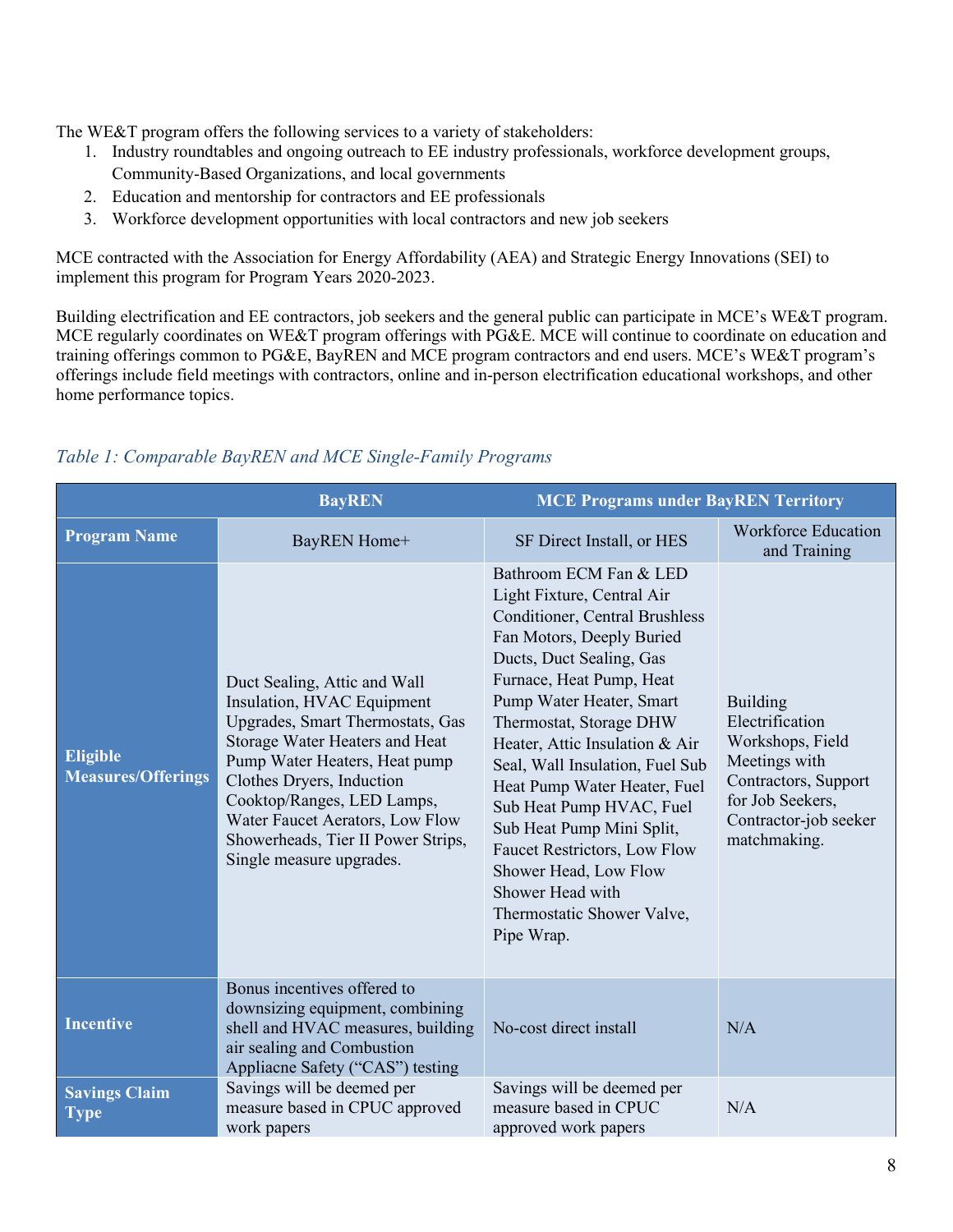The WE&T program offers the following services to a variety of stakeholders:

1. Industry roundtables and ongoing outreach to EE industry professionals, workforce development groups, Community-Based Organizations, and local governments
2. Education and mentorship for contractors and EE professionals
3. Workforce development opportunities with local contractors and new job seekers

MCE contracted with the Association for Energy Affordability (AEA) and Strategic Energy Innovations (SEI) to implement this program for Program Years 2020-2023.

Building electrification and EE contractors, job seekers and the general public can participate in MCE's WE&T program. MCE regularly coordinates on WE&T program offerings with PG&E. MCE will continue to coordinate on education and training offerings common to PG&E, BayREN and MCE program contractors and end users. MCE's WE&T program's offerings include field meetings with contractors, online and in-person electrification educational workshops, and other home performance topics.

*Table 1: Comparable BayREN and MCE Single-Family Programs*

| | BayREN | MCE Programs under BayREN Territory | |
|---|---|---|---|
| **Program Name** | BayREN Home+ | SF Direct Install, or HES | Workforce Education and Training |
| **Eligible Measures/Offerings** | Duct Sealing, Attic and Wall Insulation, HVAC Equipment Upgrades, Smart Thermostats, Gas Storage Water Heaters and Heat Pump Water Heaters, Heat pump Clothes Dryers, Induction Cooktop/Ranges, LED Lamps, Water Faucet Aerators, Low Flow Showerheads, Tier II Power Strips, Single measure upgrades. | Bathroom ECM Fan & LED Light Fixture, Central Air Conditioner, Central Brushless Fan Motors, Deeply Buried Ducts, Duct Sealing, Gas Furnace, Heat Pump, Heat Pump Water Heater, Smart Thermostat, Storage DHW Heater, Attic Insulation & Air Seal, Wall Insulation, Fuel Sub Heat Pump Water Heater, Fuel Sub Heat Pump HVAC, Fuel Sub Heat Pump Mini Split, Faucet Restrictors, Low Flow Shower Head, Low Flow Shower Head with Thermostatic Shower Valve, Pipe Wrap. | Building Electrification Workshops, Field Meetings with Contractors, Support for Job Seekers, Contractor-job seeker matchmaking. |
| **Incentive** | Bonus incentives offered to downsizing equipment, combining shell and HVAC measures, building air sealing and Combustion Appliacne Safety ("CAS") testing | No-cost direct install | N/A |
| **Savings Claim Type** | Savings will be deemed per measure based in CPUC approved work papers | Savings will be deemed per measure based in CPUC approved work papers | N/A |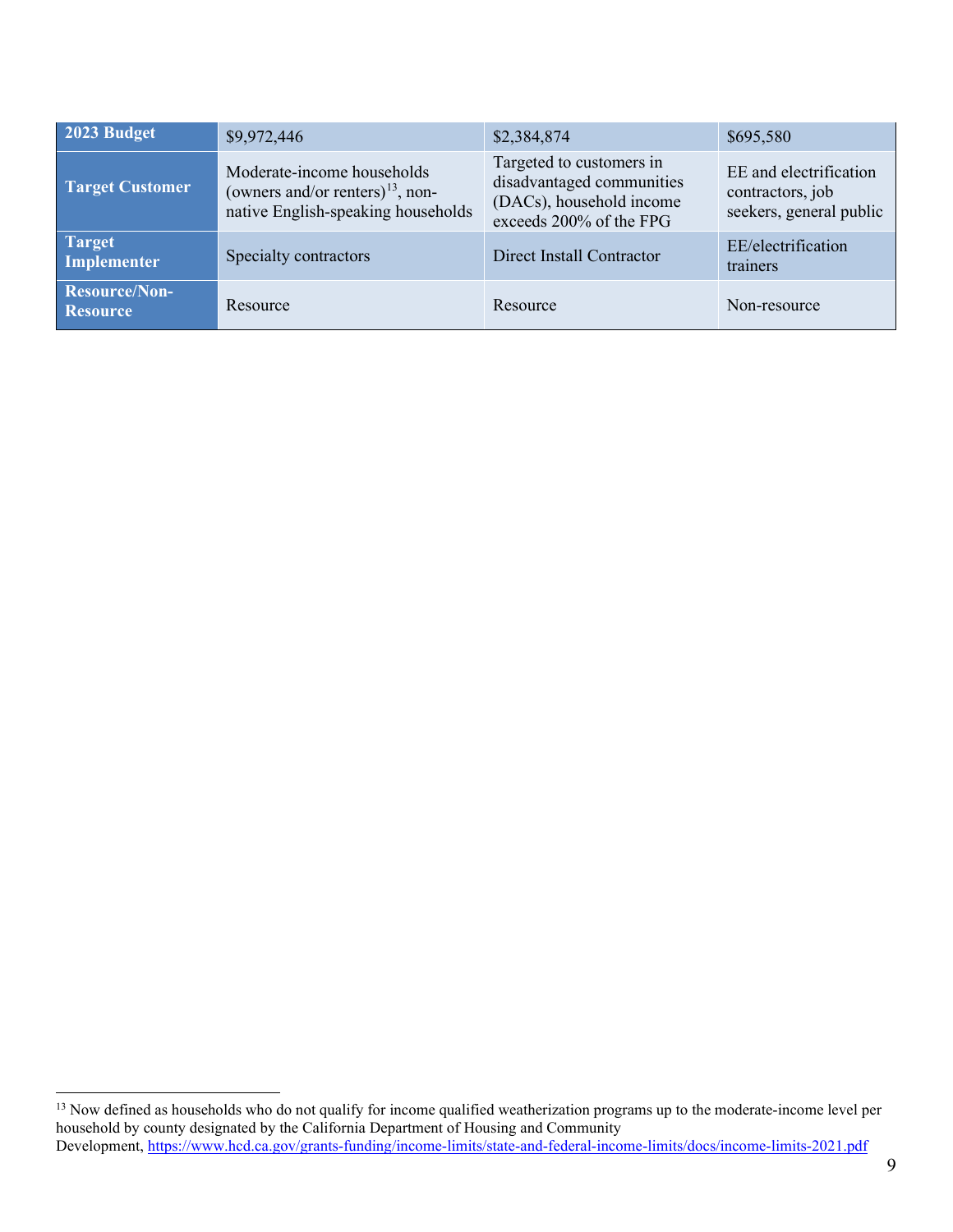| | | | |
|---|---|---|---|
| **2023 Budget** | $9,972,446 | $2,384,874 | $695,580 |
| **Target Customer** | Moderate-income households (owners and/or renters)[13], non-native English-speaking households | Targeted to customers in disadvantaged communities (DACs), household income exceeds 200% of the FPG | EE and electrification contractors, job seekers, general public |
| **Target Implementer** | Specialty contractors | Direct Install Contractor | EE/electrification trainers |
| **Resource/Non-Resource** | Resource | Resource | Non-resource |

[13] Now defined as households who do not qualify for income qualified weatherization programs up to the moderate-income level per household by county designated by the California Department of Housing and Community Development, https://www.hcd.ca.gov/grants-funding/income-limits/state-and-federal-income-limits/docs/income-limits-2021.pdf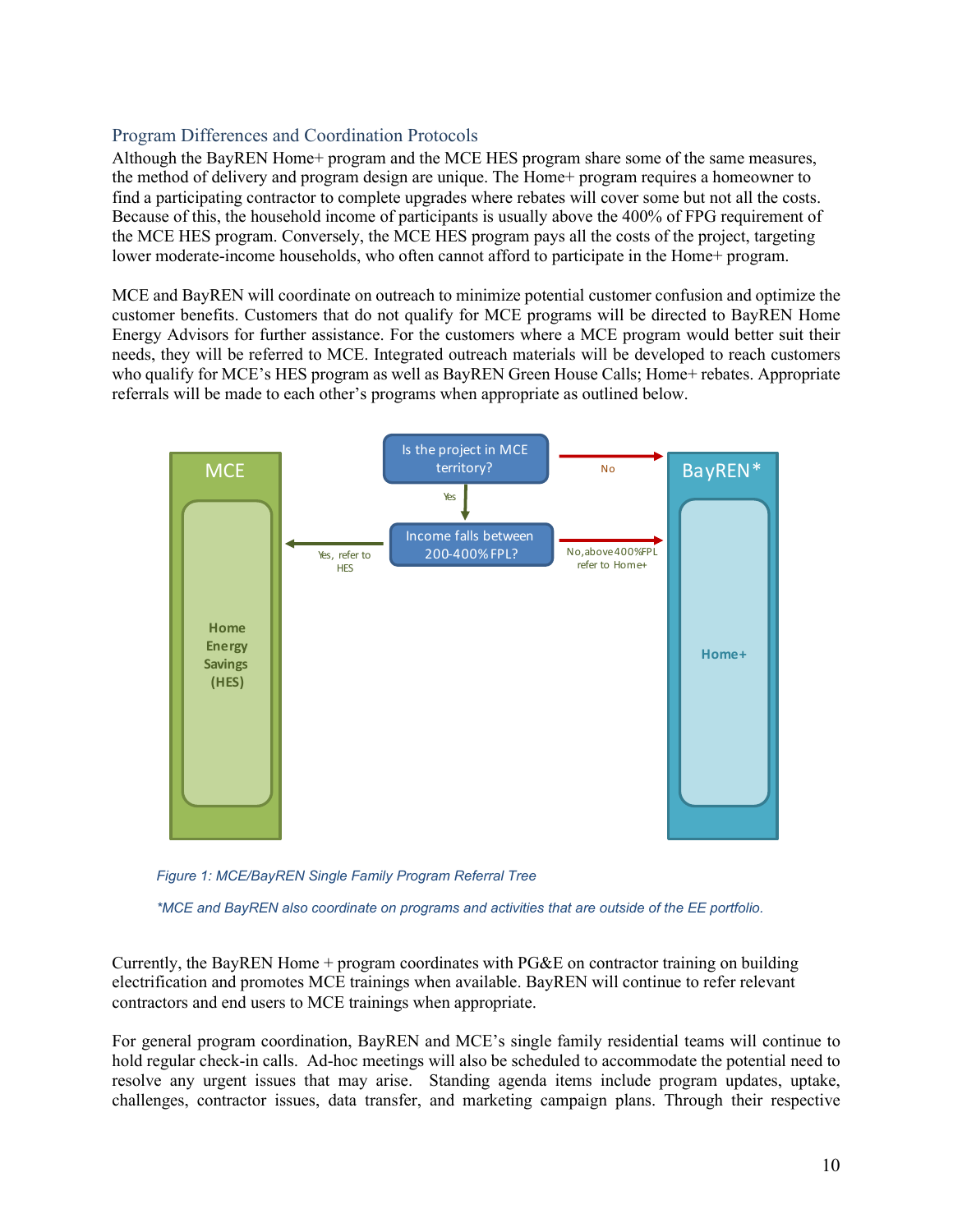### Program Differences and Coordination Protocols

Although the BayREN Home+ program and the MCE HES program share some of the same measures, the method of delivery and program design are unique. The Home+ program requires a homeowner to find a participating contractor to complete upgrades where rebates will cover some but not all the costs. Because of this, the household income of participants is usually above the 400% of FPG requirement of the MCE HES program. Conversely, the MCE HES program pays all the costs of the project, targeting lower moderate-income households, who often cannot afford to participate in the Home+ program.

MCE and BayREN will coordinate on outreach to minimize potential customer confusion and optimize the customer benefits. Customers that do not qualify for MCE programs will be directed to BayREN Home Energy Advisors for further assistance. For the customers where a MCE program would better suit their needs, they will be referred to MCE. Integrated outreach materials will be developed to reach customers who qualify for MCE's HES program as well as BayREN Green House Calls; Home+ rebates. Appropriate referrals will be made to each other's programs when appropriate as outlined below.

MCE

Home Energy Savings (HES)

Is the project in MCE territory?

Yes

No

Income falls between 200-400% FPL?

Yes, refer to HES

No, above 400% FPL refer to Home+

BayREN*

Home+

*Figure 1: MCE/BayREN Single Family Program Referral Tree*

*\*MCE and BayREN also coordinate on programs and activities that are outside of the EE portfolio.*

Currently, the BayREN Home + program coordinates with PG&E on contractor training on building electrification and promotes MCE trainings when available. BayREN will continue to refer relevant contractors and end users to MCE trainings when appropriate.

For general program coordination, BayREN and MCE's single family residential teams will continue to hold regular check-in calls. Ad-hoc meetings will also be scheduled to accommodate the potential need to resolve any urgent issues that may arise. Standing agenda items include program updates, uptake, challenges, contractor issues, data transfer, and marketing campaign plans. Through their respective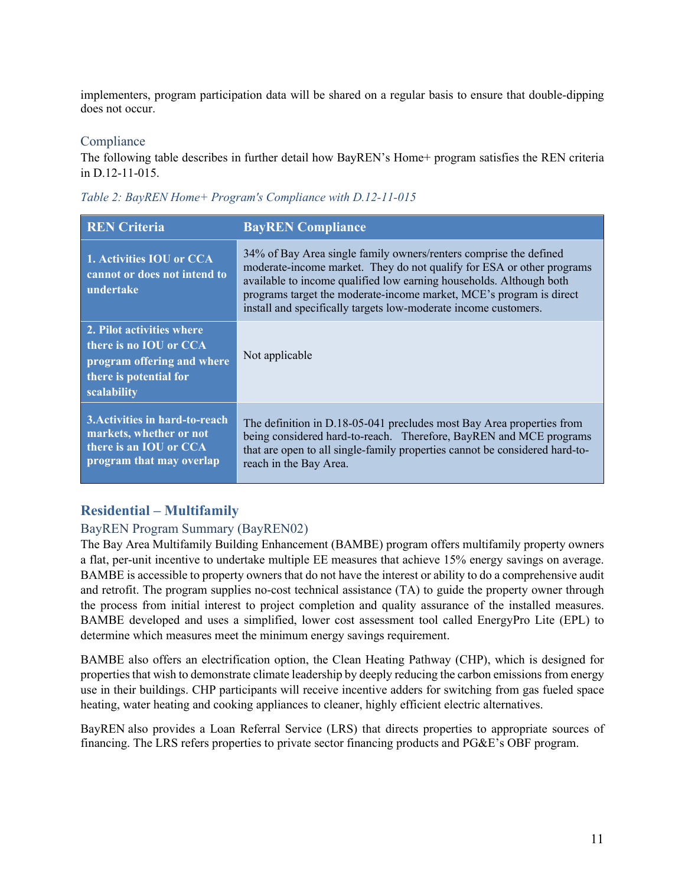implementers, program participation data will be shared on a regular basis to ensure that double-dipping does not occur.

### Compliance

The following table describes in further detail how BayREN's Home+ program satisfies the REN criteria in D.12-11-015.

*Table 2: BayREN Home+ Program's Compliance with D.12-11-015*

| REN Criteria | BayREN Compliance |
|---|---|
| **1. Activities IOU or CCA cannot or does not intend to undertake** | 34% of Bay Area single family owners/renters comprise the defined moderate-income market. They do not qualify for ESA or other programs available to income qualified low earning households. Although both programs target the moderate-income market, MCE's program is direct install and specifically targets low-moderate income customers. |
| **2. Pilot activities where there is no IOU or CCA program offering and where there is potential for scalability** | Not applicable |
| **3.Activities in hard-to-reach markets, whether or not there is an IOU or CCA program that may overlap** | The definition in D.18-05-041 precludes most Bay Area properties from being considered hard-to-reach. Therefore, BayREN and MCE programs that are open to all single-family properties cannot be considered hard-to-reach in the Bay Area. |

## Residential – Multifamily

### BayREN Program Summary (BayREN02)

The Bay Area Multifamily Building Enhancement (BAMBE) program offers multifamily property owners a flat, per-unit incentive to undertake multiple EE measures that achieve 15% energy savings on average. BAMBE is accessible to property owners that do not have the interest or ability to do a comprehensive audit and retrofit. The program supplies no-cost technical assistance (TA) to guide the property owner through the process from initial interest to project completion and quality assurance of the installed measures. BAMBE developed and uses a simplified, lower cost assessment tool called EnergyPro Lite (EPL) to determine which measures meet the minimum energy savings requirement.

BAMBE also offers an electrification option, the Clean Heating Pathway (CHP), which is designed for properties that wish to demonstrate climate leadership by deeply reducing the carbon emissions from energy use in their buildings. CHP participants will receive incentive adders for switching from gas fueled space heating, water heating and cooking appliances to cleaner, highly efficient electric alternatives.

BayREN also provides a Loan Referral Service (LRS) that directs properties to appropriate sources of financing. The LRS refers properties to private sector financing products and PG&E's OBF program.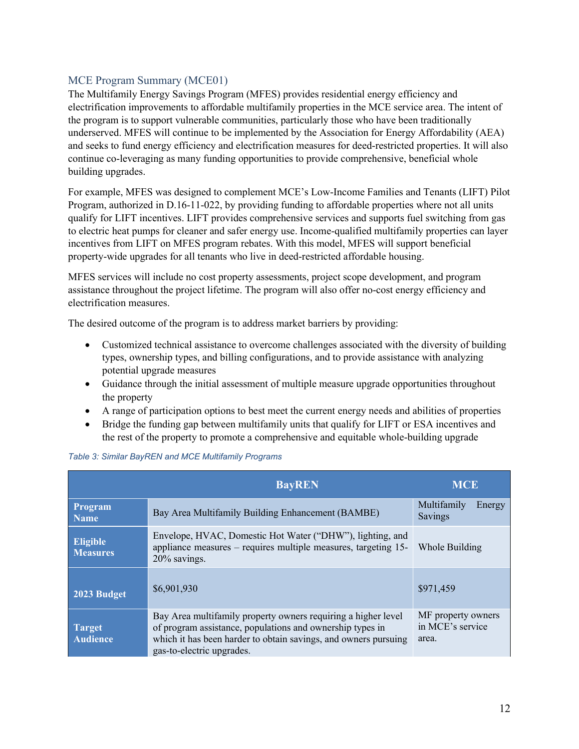## MCE Program Summary (MCE01)

The Multifamily Energy Savings Program (MFES) provides residential energy efficiency and electrification improvements to affordable multifamily properties in the MCE service area. The intent of the program is to support vulnerable communities, particularly those who have been traditionally underserved. MFES will continue to be implemented by the Association for Energy Affordability (AEA) and seeks to fund energy efficiency and electrification measures for deed-restricted properties. It will also continue co-leveraging as many funding opportunities to provide comprehensive, beneficial whole building upgrades.

For example, MFES was designed to complement MCE's Low-Income Families and Tenants (LIFT) Pilot Program, authorized in D.16-11-022, by providing funding to affordable properties where not all units qualify for LIFT incentives. LIFT provides comprehensive services and supports fuel switching from gas to electric heat pumps for cleaner and safer energy use. Income-qualified multifamily properties can layer incentives from LIFT on MFES program rebates. With this model, MFES will support beneficial property-wide upgrades for all tenants who live in deed-restricted affordable housing.

MFES services will include no cost property assessments, project scope development, and program assistance throughout the project lifetime. The program will also offer no-cost energy efficiency and electrification measures.

The desired outcome of the program is to address market barriers by providing:

- Customized technical assistance to overcome challenges associated with the diversity of building types, ownership types, and billing configurations, and to provide assistance with analyzing potential upgrade measures
- Guidance through the initial assessment of multiple measure upgrade opportunities throughout the property
- A range of participation options to best meet the current energy needs and abilities of properties
- Bridge the funding gap between multifamily units that qualify for LIFT or ESA incentives and the rest of the property to promote a comprehensive and equitable whole-building upgrade

*Table 3: Similar BayREN and MCE Multifamily Programs*

| | BayREN | MCE |
|---|---|---|
| **Program Name** | Bay Area Multifamily Building Enhancement (BAMBE) | Multifamily Energy Savings |
| **Eligible Measures** | Envelope, HVAC, Domestic Hot Water ("DHW"), lighting, and appliance measures – requires multiple measures, targeting 15-20% savings. | Whole Building |
| **2023 Budget** | $6,901,930 | $971,459 |
| **Target Audience** | Bay Area multifamily property owners requiring a higher level of program assistance, populations and ownership types in which it has been harder to obtain savings, and owners pursuing gas-to-electric upgrades. | MF property owners in MCE's service area. |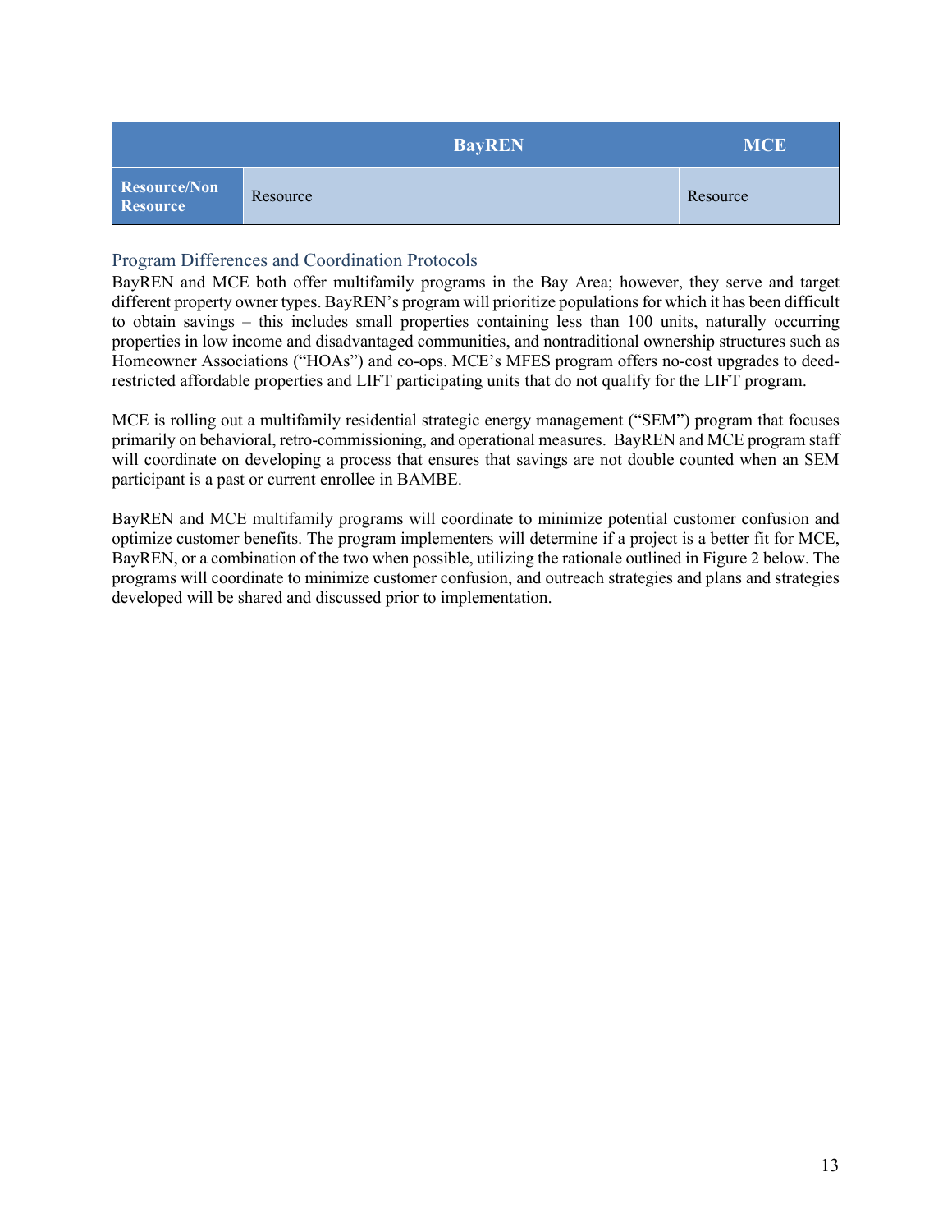| | BayREN | MCE |
|---|---|---|
| **Resource/Non Resource** | Resource | Resource |

## Program Differences and Coordination Protocols

BayREN and MCE both offer multifamily programs in the Bay Area; however, they serve and target different property owner types. BayREN's program will prioritize populations for which it has been difficult to obtain savings – this includes small properties containing less than 100 units, naturally occurring properties in low income and disadvantaged communities, and nontraditional ownership structures such as Homeowner Associations ("HOAs") and co-ops. MCE's MFES program offers no-cost upgrades to deed-restricted affordable properties and LIFT participating units that do not qualify for the LIFT program.

MCE is rolling out a multifamily residential strategic energy management ("SEM") program that focuses primarily on behavioral, retro-commissioning, and operational measures. BayREN and MCE program staff will coordinate on developing a process that ensures that savings are not double counted when an SEM participant is a past or current enrollee in BAMBE.

BayREN and MCE multifamily programs will coordinate to minimize potential customer confusion and optimize customer benefits. The program implementers will determine if a project is a better fit for MCE, BayREN, or a combination of the two when possible, utilizing the rationale outlined in Figure 2 below. The programs will coordinate to minimize customer confusion, and outreach strategies and plans and strategies developed will be shared and discussed prior to implementation.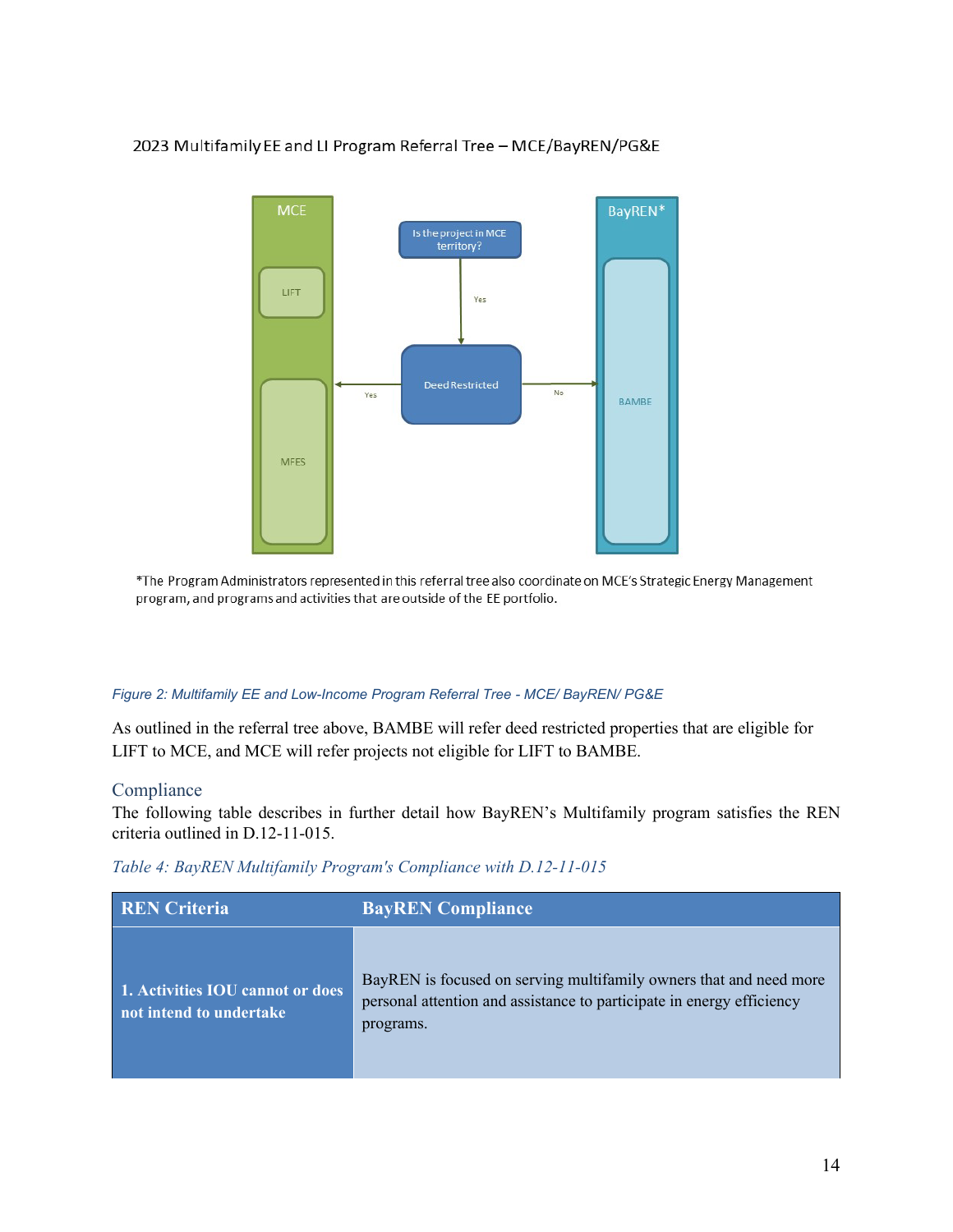2023 Multifamily EE and LI Program Referral Tree – MCE/BayREN/PG&E

MCE

LIFT

MFES

Is the project in MCE territory?

Yes

Deed Restricted

Yes

No

BayREN*

BAMBE

*The Program Administrators represented in this referral tree also coordinate on MCE's Strategic Energy Management program, and programs and activities that are outside of the EE portfolio.

*Figure 2: Multifamily EE and Low-Income Program Referral Tree - MCE/ BayREN/ PG&E*

As outlined in the referral tree above, BAMBE will refer deed restricted properties that are eligible for LIFT to MCE, and MCE will refer projects not eligible for LIFT to BAMBE.

## Compliance

The following table describes in further detail how BayREN's Multifamily program satisfies the REN criteria outlined in D.12-11-015.

*Table 4: BayREN Multifamily Program's Compliance with D.12-11-015*

| REN Criteria | BayREN Compliance |
|---|---|
| **1. Activities IOU cannot or does not intend to undertake** | BayREN is focused on serving multifamily owners that and need more personal attention and assistance to participate in energy efficiency programs. |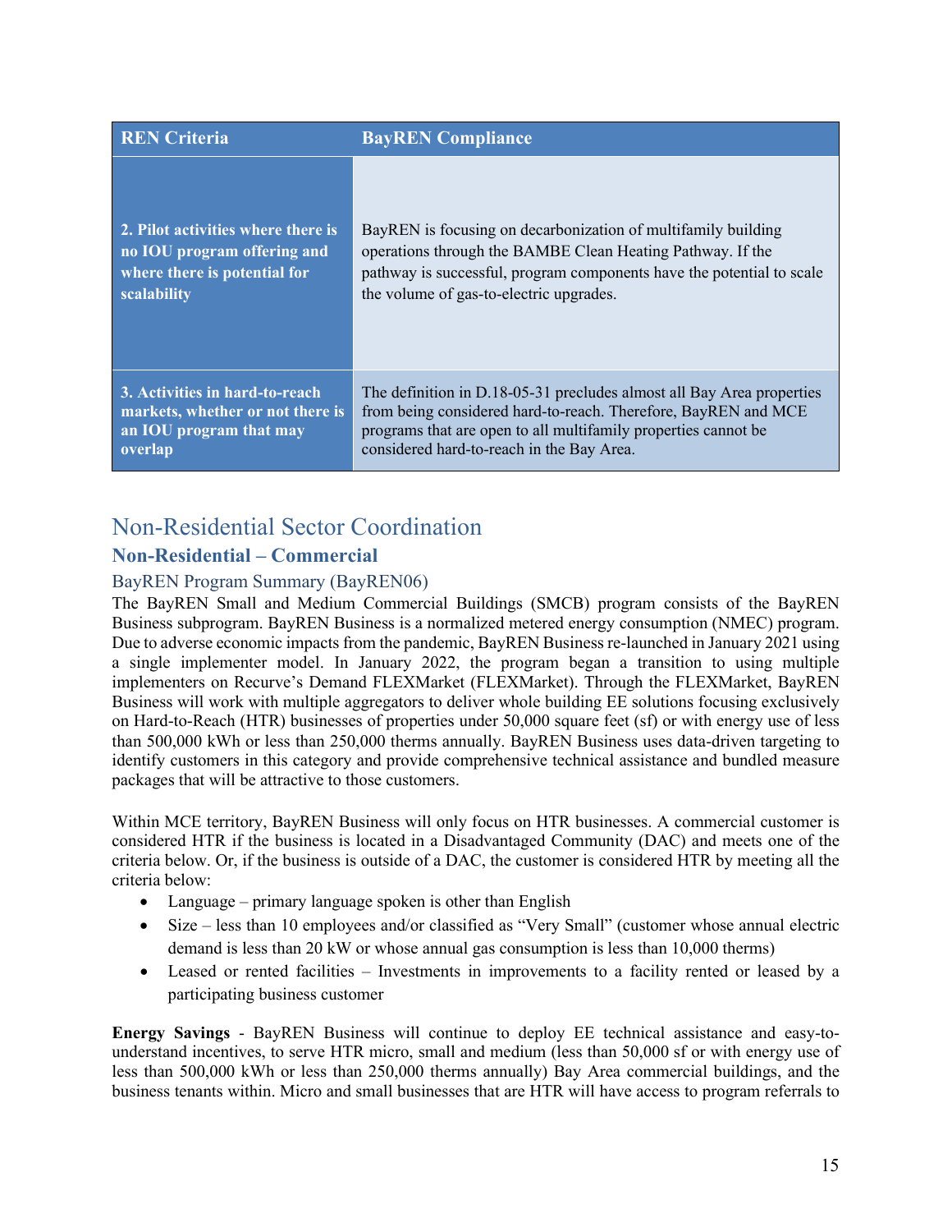| REN Criteria | BayREN Compliance |
|---|---|
| **2. Pilot activities where there is no IOU program offering and where there is potential for scalability** | BayREN is focusing on decarbonization of multifamily building operations through the BAMBE Clean Heating Pathway. If the pathway is successful, program components have the potential to scale the volume of gas-to-electric upgrades. |
| **3. Activities in hard-to-reach markets, whether or not there is an IOU program that may overlap** | The definition in D.18-05-31 precludes almost all Bay Area properties from being considered hard-to-reach. Therefore, BayREN and MCE programs that are open to all multifamily properties cannot be considered hard-to-reach in the Bay Area. |

## Non-Residential Sector Coordination

### Non-Residential – Commercial

#### BayREN Program Summary (BayREN06)

The BayREN Small and Medium Commercial Buildings (SMCB) program consists of the BayREN Business subprogram. BayREN Business is a normalized metered energy consumption (NMEC) program. Due to adverse economic impacts from the pandemic, BayREN Business re-launched in January 2021 using a single implementer model. In January 2022, the program began a transition to using multiple implementers on Recurve's Demand FLEXMarket (FLEXMarket). Through the FLEXMarket, BayREN Business will work with multiple aggregators to deliver whole building EE solutions focusing exclusively on Hard-to-Reach (HTR) businesses of properties under 50,000 square feet (sf) or with energy use of less than 500,000 kWh or less than 250,000 therms annually. BayREN Business uses data-driven targeting to identify customers in this category and provide comprehensive technical assistance and bundled measure packages that will be attractive to those customers.

Within MCE territory, BayREN Business will only focus on HTR businesses. A commercial customer is considered HTR if the business is located in a Disadvantaged Community (DAC) and meets one of the criteria below. Or, if the business is outside of a DAC, the customer is considered HTR by meeting all the criteria below:

- Language – primary language spoken is other than English
- Size – less than 10 employees and/or classified as "Very Small" (customer whose annual electric demand is less than 20 kW or whose annual gas consumption is less than 10,000 therms)
- Leased or rented facilities – Investments in improvements to a facility rented or leased by a participating business customer

**Energy Savings** - BayREN Business will continue to deploy EE technical assistance and easy-to-understand incentives, to serve HTR micro, small and medium (less than 50,000 sf or with energy use of less than 500,000 kWh or less than 250,000 therms annually) Bay Area commercial buildings, and the business tenants within. Micro and small businesses that are HTR will have access to program referrals to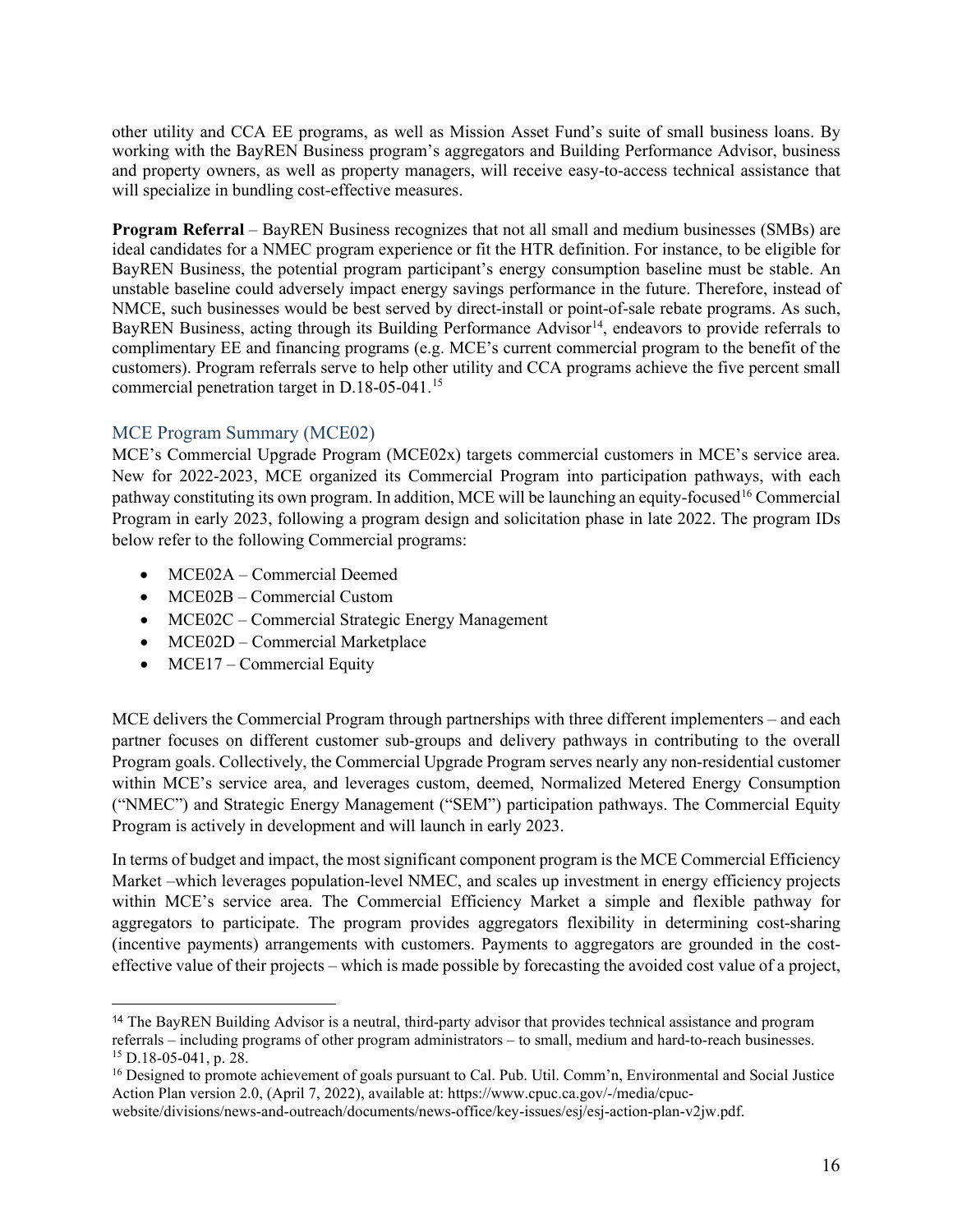other utility and CCA EE programs, as well as Mission Asset Fund's suite of small business loans. By working with the BayREN Business program's aggregators and Building Performance Advisor, business and property owners, as well as property managers, will receive easy-to-access technical assistance that will specialize in bundling cost-effective measures.

**Program Referral** – BayREN Business recognizes that not all small and medium businesses (SMBs) are ideal candidates for a NMEC program experience or fit the HTR definition. For instance, to be eligible for BayREN Business, the potential program participant's energy consumption baseline must be stable. An unstable baseline could adversely impact energy savings performance in the future. Therefore, instead of NMCE, such businesses would be best served by direct-install or point-of-sale rebate programs. As such, BayREN Business, acting through its Building Performance Advisor[14], endeavors to provide referrals to complimentary EE and financing programs (e.g. MCE's current commercial program to the benefit of the customers). Program referrals serve to help other utility and CCA programs achieve the five percent small commercial penetration target in D.18-05-041.[15]

### MCE Program Summary (MCE02)

MCE's Commercial Upgrade Program (MCE02x) targets commercial customers in MCE's service area. New for 2022-2023, MCE organized its Commercial Program into participation pathways, with each pathway constituting its own program. In addition, MCE will be launching an equity-focused[16] Commercial Program in early 2023, following a program design and solicitation phase in late 2022. The program IDs below refer to the following Commercial programs:

- MCE02A – Commercial Deemed
- MCE02B – Commercial Custom
- MCE02C – Commercial Strategic Energy Management
- MCE02D – Commercial Marketplace
- MCE17 – Commercial Equity

MCE delivers the Commercial Program through partnerships with three different implementers – and each partner focuses on different customer sub-groups and delivery pathways in contributing to the overall Program goals. Collectively, the Commercial Upgrade Program serves nearly any non-residential customer within MCE's service area, and leverages custom, deemed, Normalized Metered Energy Consumption ("NMEC") and Strategic Energy Management ("SEM") participation pathways. The Commercial Equity Program is actively in development and will launch in early 2023.

In terms of budget and impact, the most significant component program is the MCE Commercial Efficiency Market –which leverages population-level NMEC, and scales up investment in energy efficiency projects within MCE's service area. The Commercial Efficiency Market a simple and flexible pathway for aggregators to participate. The program provides aggregators flexibility in determining cost-sharing (incentive payments) arrangements with customers. Payments to aggregators are grounded in the cost-effective value of their projects – which is made possible by forecasting the avoided cost value of a project,

---

[14] The BayREN Building Advisor is a neutral, third-party advisor that provides technical assistance and program referrals – including programs of other program administrators – to small, medium and hard-to-reach businesses.

[15] D.18-05-041, p. 28.

[16] Designed to promote achievement of goals pursuant to Cal. Pub. Util. Comm'n, Environmental and Social Justice Action Plan version 2.0, (April 7, 2022), available at: https://www.cpuc.ca.gov/-/media/cpuc-website/divisions/news-and-outreach/documents/news-office/key-issues/esj/esj-action-plan-v2jw.pdf.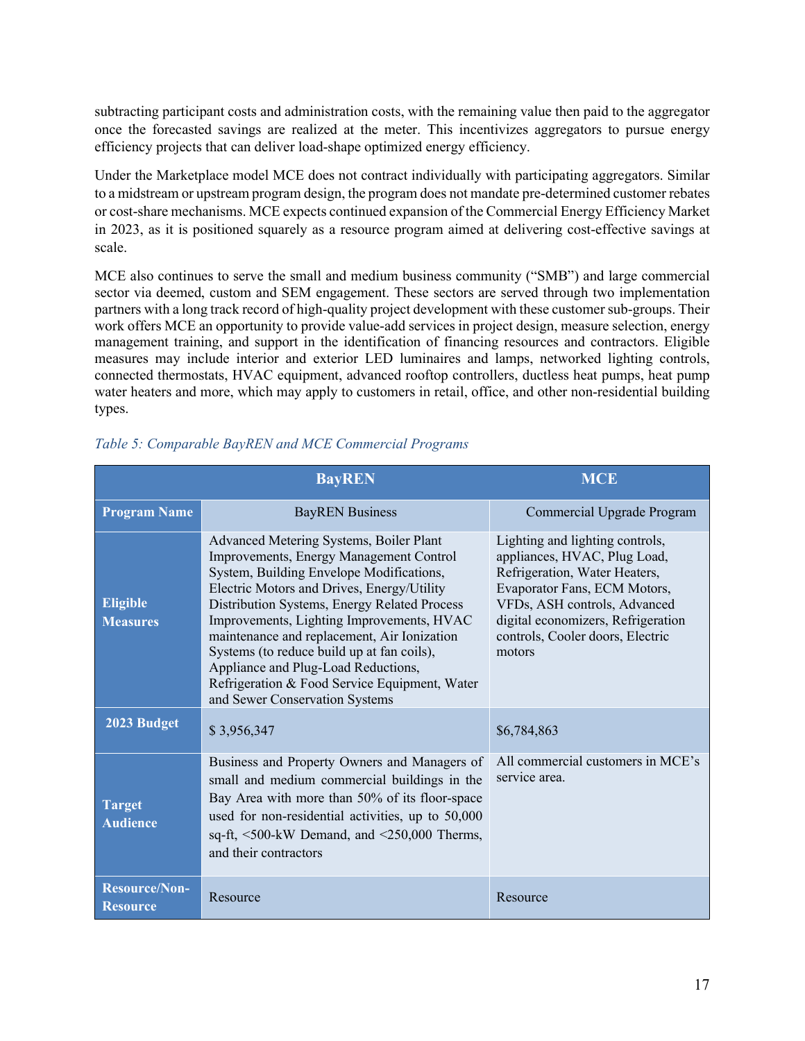subtracting participant costs and administration costs, with the remaining value then paid to the aggregator once the forecasted savings are realized at the meter. This incentivizes aggregators to pursue energy efficiency projects that can deliver load-shape optimized energy efficiency.

Under the Marketplace model MCE does not contract individually with participating aggregators. Similar to a midstream or upstream program design, the program does not mandate pre-determined customer rebates or cost-share mechanisms. MCE expects continued expansion of the Commercial Energy Efficiency Market in 2023, as it is positioned squarely as a resource program aimed at delivering cost-effective savings at scale.

MCE also continues to serve the small and medium business community ("SMB") and large commercial sector via deemed, custom and SEM engagement. These sectors are served through two implementation partners with a long track record of high-quality project development with these customer sub-groups. Their work offers MCE an opportunity to provide value-add services in project design, measure selection, energy management training, and support in the identification of financing resources and contractors. Eligible measures may include interior and exterior LED luminaires and lamps, networked lighting controls, connected thermostats, HVAC equipment, advanced rooftop controllers, ductless heat pumps, heat pump water heaters and more, which may apply to customers in retail, office, and other non-residential building types.

*Table 5: Comparable BayREN and MCE Commercial Programs*

| | BayREN | MCE |
|---|---|---|
| **Program Name** | BayREN Business | Commercial Upgrade Program |
| **Eligible Measures** | Advanced Metering Systems, Boiler Plant Improvements, Energy Management Control System, Building Envelope Modifications, Electric Motors and Drives, Energy/Utility Distribution Systems, Energy Related Process Improvements, Lighting Improvements, HVAC maintenance and replacement, Air Ionization Systems (to reduce build up at fan coils), Appliance and Plug-Load Reductions, Refrigeration & Food Service Equipment, Water and Sewer Conservation Systems | Lighting and lighting controls, appliances, HVAC, Plug Load, Refrigeration, Water Heaters, Evaporator Fans, ECM Motors, VFDs, ASH controls, Advanced digital economizers, Refrigeration controls, Cooler doors, Electric motors |
| **2023 Budget** | $ 3,956,347 | $6,784,863 |
| **Target Audience** | Business and Property Owners and Managers of small and medium commercial buildings in the Bay Area with more than 50% of its floor-space used for non-residential activities, up to 50,000 sq-ft, <500-kW Demand, and <250,000 Therms, and their contractors | All commercial customers in MCE's service area. |
| **Resource/Non-Resource** | Resource | Resource |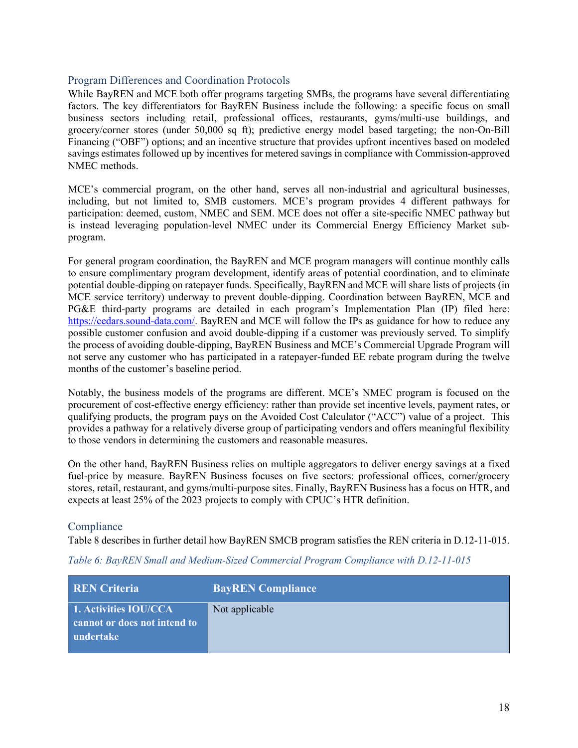## Program Differences and Coordination Protocols

While BayREN and MCE both offer programs targeting SMBs, the programs have several differentiating factors. The key differentiators for BayREN Business include the following: a specific focus on small business sectors including retail, professional offices, restaurants, gyms/multi-use buildings, and grocery/corner stores (under 50,000 sq ft); predictive energy model based targeting; the non-On-Bill Financing ("OBF") options; and an incentive structure that provides upfront incentives based on modeled savings estimates followed up by incentives for metered savings in compliance with Commission-approved NMEC methods.

MCE's commercial program, on the other hand, serves all non-industrial and agricultural businesses, including, but not limited to, SMB customers. MCE's program provides 4 different pathways for participation: deemed, custom, NMEC and SEM. MCE does not offer a site-specific NMEC pathway but is instead leveraging population-level NMEC under its Commercial Energy Efficiency Market sub-program.

For general program coordination, the BayREN and MCE program managers will continue monthly calls to ensure complimentary program development, identify areas of potential coordination, and to eliminate potential double-dipping on ratepayer funds. Specifically, BayREN and MCE will share lists of projects (in MCE service territory) underway to prevent double-dipping. Coordination between BayREN, MCE and PG&E third-party programs are detailed in each program's Implementation Plan (IP) filed here: https://cedars.sound-data.com/. BayREN and MCE will follow the IPs as guidance for how to reduce any possible customer confusion and avoid double-dipping if a customer was previously served. To simplify the process of avoiding double-dipping, BayREN Business and MCE's Commercial Upgrade Program will not serve any customer who has participated in a ratepayer-funded EE rebate program during the twelve months of the customer's baseline period.

Notably, the business models of the programs are different. MCE's NMEC program is focused on the procurement of cost-effective energy efficiency: rather than provide set incentive levels, payment rates, or qualifying products, the program pays on the Avoided Cost Calculator ("ACC") value of a project. This provides a pathway for a relatively diverse group of participating vendors and offers meaningful flexibility to those vendors in determining the customers and reasonable measures.

On the other hand, BayREN Business relies on multiple aggregators to deliver energy savings at a fixed fuel-price by measure. BayREN Business focuses on five sectors: professional offices, corner/grocery stores, retail, restaurant, and gyms/multi-purpose sites. Finally, BayREN Business has a focus on HTR, and expects at least 25% of the 2023 projects to comply with CPUC's HTR definition.

## Compliance

Table 8 describes in further detail how BayREN SMCB program satisfies the REN criteria in D.12-11-015.

*Table 6: BayREN Small and Medium-Sized Commercial Program Compliance with D.12-11-015*

| REN Criteria | BayREN Compliance |
|---|---|
| **1. Activities IOU/CCA cannot or does not intend to undertake** | Not applicable |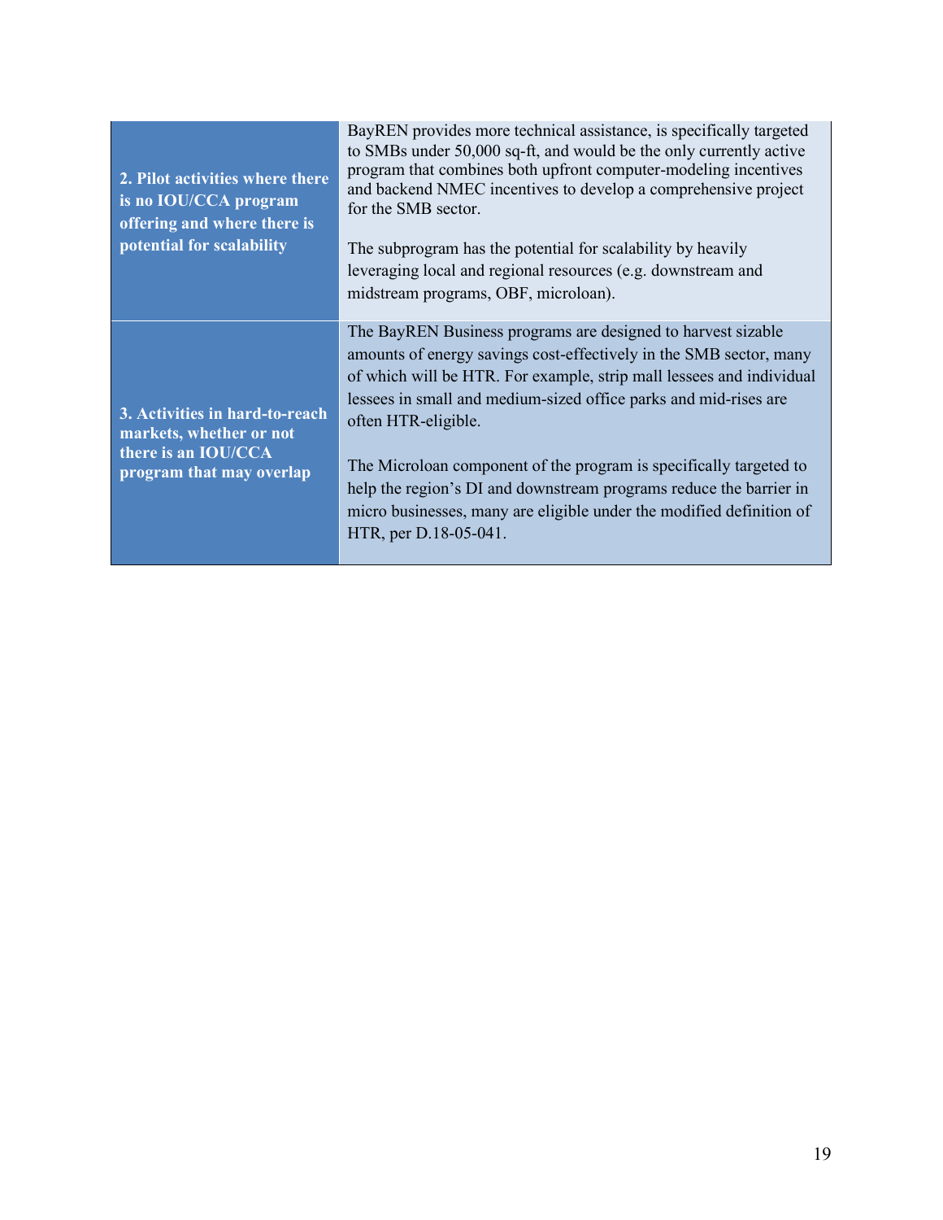| | |
|---|---|
| **2. Pilot activities where there is no IOU/CCA program offering and where there is potential for scalability** | BayREN provides more technical assistance, is specifically targeted to SMBs under 50,000 sq-ft, and would be the only currently active program that combines both upfront computer-modeling incentives and backend NMEC incentives to develop a comprehensive project for the SMB sector.<br><br>The subprogram has the potential for scalability by heavily leveraging local and regional resources (e.g. downstream and midstream programs, OBF, microloan). |
| **3. Activities in hard-to-reach markets, whether or not there is an IOU/CCA program that may overlap** | The BayREN Business programs are designed to harvest sizable amounts of energy savings cost-effectively in the SMB sector, many of which will be HTR. For example, strip mall lessees and individual lessees in small and medium-sized office parks and mid-rises are often HTR-eligible.<br><br>The Microloan component of the program is specifically targeted to help the region's DI and downstream programs reduce the barrier in micro businesses, many are eligible under the modified definition of HTR, per D.18-05-041. |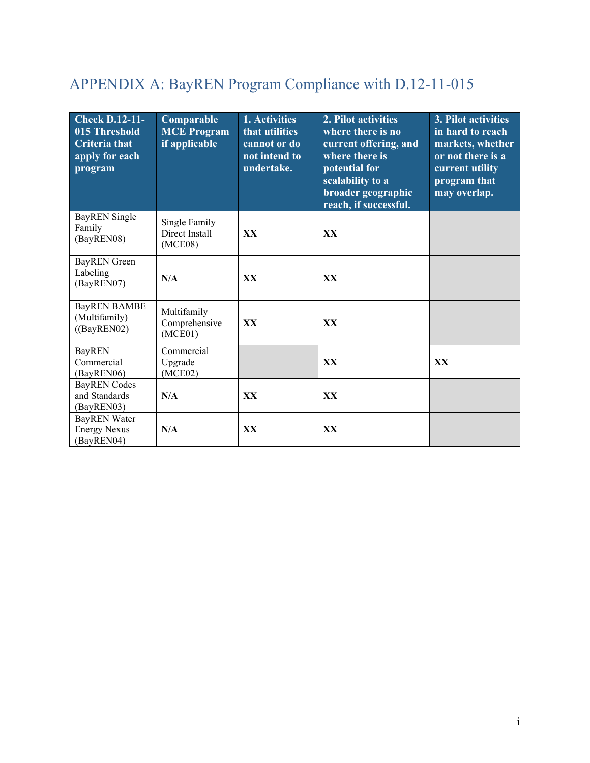# APPENDIX A: BayREN Program Compliance with D.12-11-015

| Check D.12-11-015 Threshold Criteria that apply for each program | Comparable MCE Program if applicable | 1. Activities that utilities cannot or do not intend to undertake. | 2. Pilot activities where there is no current offering, and where there is potential for scalability to a broader geographic reach, if successful. | 3. Pilot activities in hard to reach markets, whether or not there is a current utility program that may overlap. |
|---|---|---|---|---|
| BayREN Single Family (BayREN08) | Single Family Direct Install (MCE08) | **XX** | **XX** | |
| BayREN Green Labeling (BayREN07) | **N/A** | **XX** | **XX** | |
| BayREN BAMBE (Multifamily) ((BayREN02) | Multifamily Comprehensive (MCE01) | **XX** | **XX** | |
| BayREN Commercial (BayREN06) | Commercial Upgrade (MCE02) | | **XX** | **XX** |
| BayREN Codes and Standards (BayREN03) | **N/A** | **XX** | **XX** | |
| BayREN Water Energy Nexus (BayREN04) | **N/A** | **XX** | **XX** | |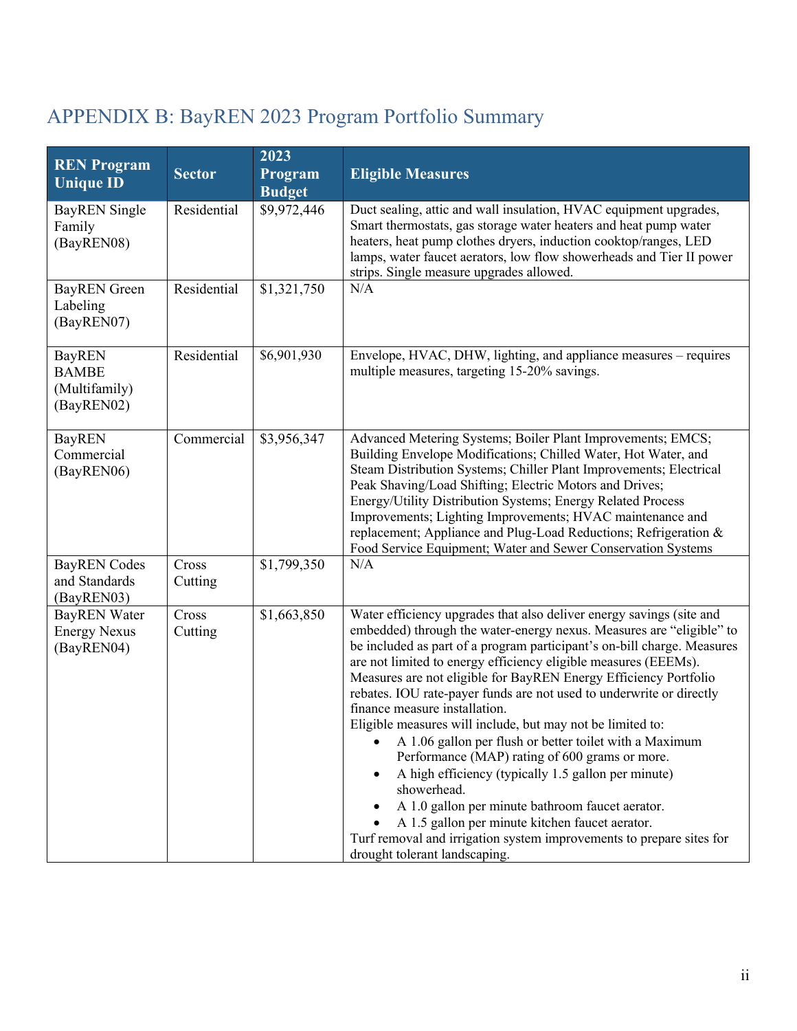# APPENDIX B: BayREN 2023 Program Portfolio Summary

| REN Program Unique ID | Sector | 2023 Program Budget | Eligible Measures |
|---|---|---|---|
| BayREN Single Family (BayREN08) | Residential | $9,972,446 | Duct sealing, attic and wall insulation, HVAC equipment upgrades, Smart thermostats, gas storage water heaters and heat pump water heaters, heat pump clothes dryers, induction cooktop/ranges, LED lamps, water faucet aerators, low flow showerheads and Tier II power strips. Single measure upgrades allowed. |
| BayREN Green Labeling (BayREN07) | Residential | $1,321,750 | N/A |
| BayREN BAMBE (Multifamily) (BayREN02) | Residential | $6,901,930 | Envelope, HVAC, DHW, lighting, and appliance measures – requires multiple measures, targeting 15-20% savings. |
| BayREN Commercial (BayREN06) | Commercial | $3,956,347 | Advanced Metering Systems; Boiler Plant Improvements; EMCS; Building Envelope Modifications; Chilled Water, Hot Water, and Steam Distribution Systems; Chiller Plant Improvements; Electrical Peak Shaving/Load Shifting; Electric Motors and Drives; Energy/Utility Distribution Systems; Energy Related Process Improvements; Lighting Improvements; HVAC maintenance and replacement; Appliance and Plug-Load Reductions; Refrigeration & Food Service Equipment; Water and Sewer Conservation Systems |
| BayREN Codes and Standards (BayREN03) | Cross Cutting | $1,799,350 | N/A |
| BayREN Water Energy Nexus (BayREN04) | Cross Cutting | $1,663,850 | Water efficiency upgrades that also deliver energy savings (site and embedded) through the water-energy nexus. Measures are "eligible" to be included as part of a program participant's on-bill charge. Measures are not limited to energy efficiency eligible measures (EEEMs). Measures are not eligible for BayREN Energy Efficiency Portfolio rebates. IOU rate-payer funds are not used to underwrite or directly finance measure installation.<br>Eligible measures will include, but may not be limited to:<br>• A 1.06 gallon per flush or better toilet with a Maximum Performance (MAP) rating of 600 grams or more.<br>• A high efficiency (typically 1.5 gallon per minute) showerhead.<br>• A 1.0 gallon per minute bathroom faucet aerator.<br>• A 1.5 gallon per minute kitchen faucet aerator.<br>Turf removal and irrigation system improvements to prepare sites for drought tolerant landscaping. |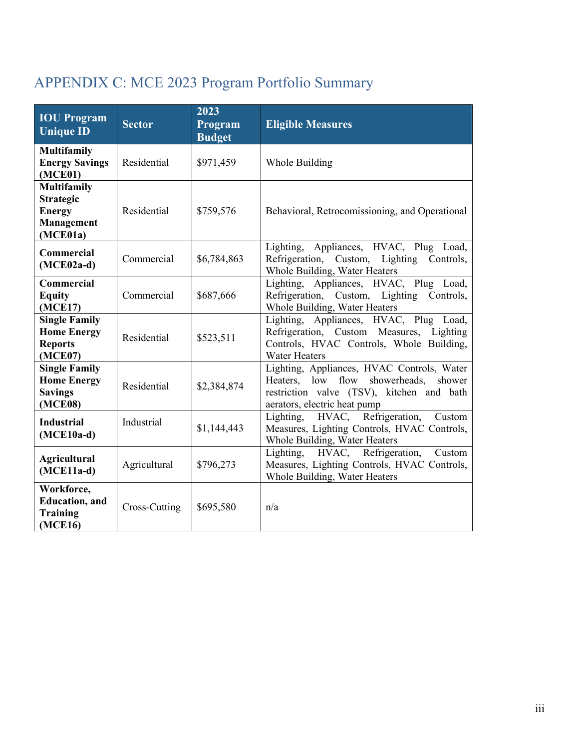# APPENDIX C: MCE 2023 Program Portfolio Summary

| IOU Program Unique ID | Sector | 2023 Program Budget | Eligible Measures |
|---|---|---|---|
| **Multifamily Energy Savings (MCE01)** | Residential | $971,459 | Whole Building |
| **Multifamily Strategic Energy Management (MCE01a)** | Residential | $759,576 | Behavioral, Retrocomissioning, and Operational |
| **Commercial (MCE02a-d)** | Commercial | $6,784,863 | Lighting, Appliances, HVAC, Plug Load, Refrigeration, Custom, Lighting Controls, Whole Building, Water Heaters |
| **Commercial Equity (MCE17)** | Commercial | $687,666 | Lighting, Appliances, HVAC, Plug Load, Refrigeration, Custom, Lighting Controls, Whole Building, Water Heaters |
| **Single Family Home Energy Reports (MCE07)** | Residential | $523,511 | Lighting, Appliances, HVAC, Plug Load, Refrigeration, Custom Measures, Lighting Controls, HVAC Controls, Whole Building, Water Heaters |
| **Single Family Home Energy Savings (MCE08)** | Residential | $2,384,874 | Lighting, Appliances, HVAC Controls, Water Heaters, low flow showerheads, shower restriction valve (TSV), kitchen and bath aerators, electric heat pump |
| **Industrial (MCE10a-d)** | Industrial | $1,144,443 | Lighting, HVAC, Refrigeration, Custom Measures, Lighting Controls, HVAC Controls, Whole Building, Water Heaters |
| **Agricultural (MCE11a-d)** | Agricultural | $796,273 | Lighting, HVAC, Refrigeration, Custom Measures, Lighting Controls, HVAC Controls, Whole Building, Water Heaters |
| **Workforce, Education, and Training (MCE16)** | Cross-Cutting | $695,580 | n/a |